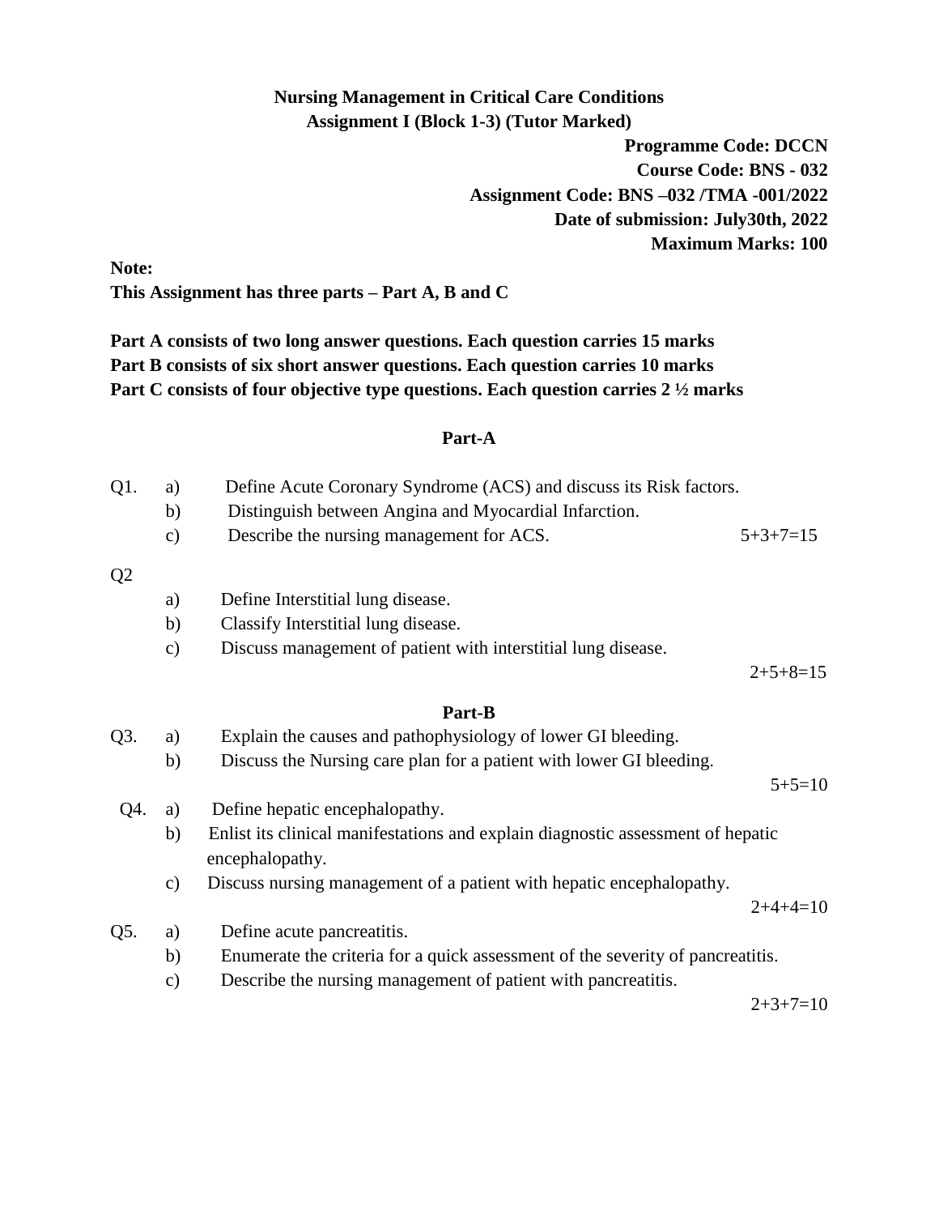**Nursing Management in Critical Care Conditions**
**Assignment I (Block 1-3) (Tutor Marked)**

**Programme Code: DCCN**
**Course Code: BNS - 032**
**Assignment Code: BNS –032 /TMA -001/2022**
**Date of submission: July30th, 2022**
**Maximum Marks: 100**

**Note:**
**This Assignment has three parts – Part A, B and C**

**Part A consists of two long answer questions. Each question carries 15 marks**
**Part B consists of six short answer questions. Each question carries 10 marks**
**Part C consists of four objective type questions. Each question carries 2 ½ marks**

## Part-A

Q1.
a) Define Acute Coronary Syndrome (ACS) and discuss its Risk factors.
b) Distinguish between Angina and Myocardial Infarction.
c) Describe the nursing management for ACS. 5+3+7=15

Q2
a) Define Interstitial lung disease.
b) Classify Interstitial lung disease.
c) Discuss management of patient with interstitial lung disease.

2+5+8=15

## Part-B

Q3.
a) Explain the causes and pathophysiology of lower GI bleeding.
b) Discuss the Nursing care plan for a patient with lower GI bleeding.

5+5=10

Q4.
a) Define hepatic encephalopathy.
b) Enlist its clinical manifestations and explain diagnostic assessment of hepatic encephalopathy.
c) Discuss nursing management of a patient with hepatic encephalopathy.

2+4+4=10

Q5.
a) Define acute pancreatitis.
b) Enumerate the criteria for a quick assessment of the severity of pancreatitis.
c) Describe the nursing management of patient with pancreatitis.

2+3+7=10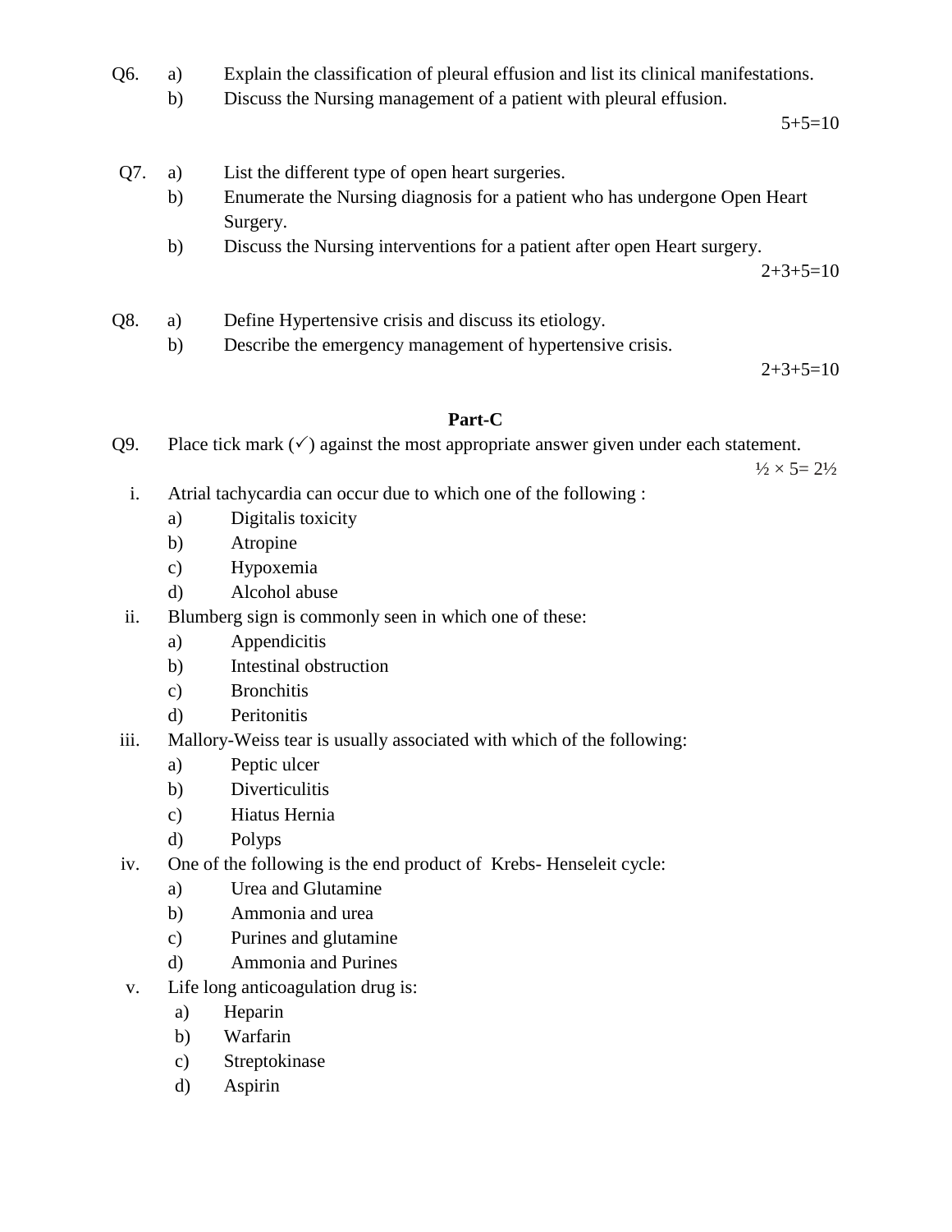Q6. a) Explain the classification of pleural effusion and list its clinical manifestations.
b) Discuss the Nursing management of a patient with pleural effusion.

5+5=10

Q7. a) List the different type of open heart surgeries.
b) Enumerate the Nursing diagnosis for a patient who has undergone Open Heart Surgery.
b) Discuss the Nursing interventions for a patient after open Heart surgery.

2+3+5=10

Q8. a) Define Hypertensive crisis and discuss its etiology.
b) Describe the emergency management of hypertensive crisis.

2+3+5=10

## Part-C

Q9. Place tick mark (✓) against the most appropriate answer given under each statement.

½ × 5= 2½

i. Atrial tachycardia can occur due to which one of the following :
  a) Digitalis toxicity
  b) Atropine
  c) Hypoxemia
  d) Alcohol abuse

ii. Blumberg sign is commonly seen in which one of these:
  a) Appendicitis
  b) Intestinal obstruction
  c) Bronchitis
  d) Peritonitis

iii. Mallory-Weiss tear is usually associated with which of the following:
  a) Peptic ulcer
  b) Diverticulitis
  c) Hiatus Hernia
  d) Polyps

iv. One of the following is the end product of Krebs- Henseleit cycle:
  a) Urea and Glutamine
  b) Ammonia and urea
  c) Purines and glutamine
  d) Ammonia and Purines

v. Life long anticoagulation drug is:
  a) Heparin
  b) Warfarin
  c) Streptokinase
  d) Aspirin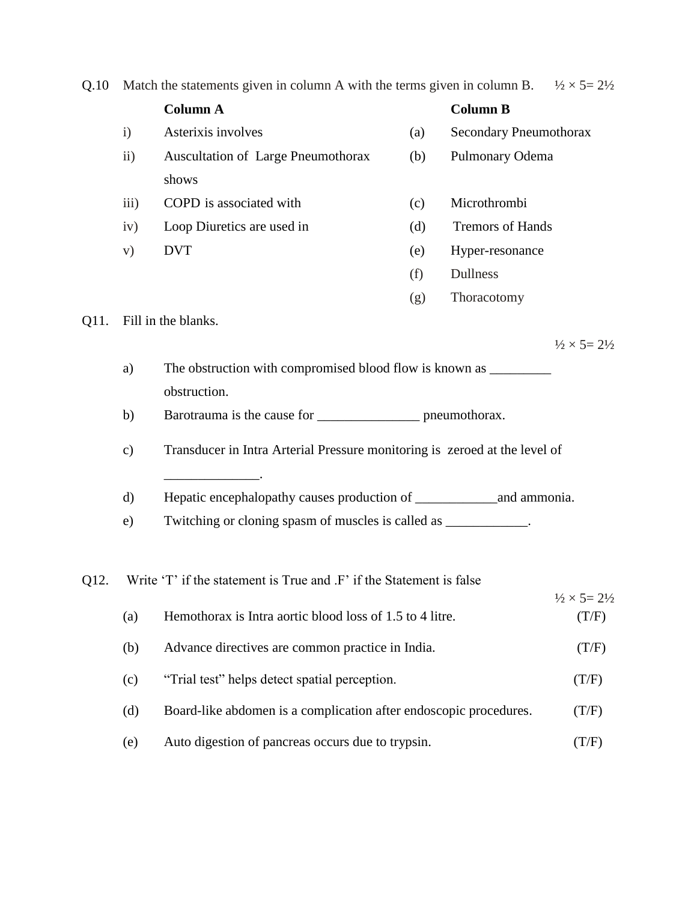Q.10 Match the statements given in column A with the terms given in column B. ½ × 5= 2½

| | Column A | | Column B |
|---|---|---|---|
| i) | Asterixis involves | (a) | Secondary Pneumothorax |
| ii) | Auscultation of Large Pneumothorax shows | (b) | Pulmonary Odema |
| iii) | COPD is associated with | (c) | Microthrombi |
| iv) | Loop Diuretics are used in | (d) | Tremors of Hands |
| v) | DVT | (e) | Hyper-resonance |
| | | (f) | Dullness |
| | | (g) | Thoracotomy |

Q11. Fill in the blanks.

½ × 5= 2½

a) The obstruction with compromised blood flow is known as _________ obstruction.

b) Barotrauma is the cause for _______________ pneumothorax.

c) Transducer in Intra Arterial Pressure monitoring is zeroed at the level of ______________.

d) Hepatic encephalopathy causes production of ____________and ammonia.

e) Twitching or cloning spasm of muscles is called as ____________.

Q12. Write 'T' if the statement is True and .F' if the Statement is false

½ × 5= 2½

(a) Hemothorax is Intra aortic blood loss of 1.5 to 4 litre. (T/F)

(b) Advance directives are common practice in India. (T/F)

(c) "Trial test" helps detect spatial perception. (T/F)

(d) Board-like abdomen is a complication after endoscopic procedures. (T/F)

(e) Auto digestion of pancreas occurs due to trypsin. (T/F)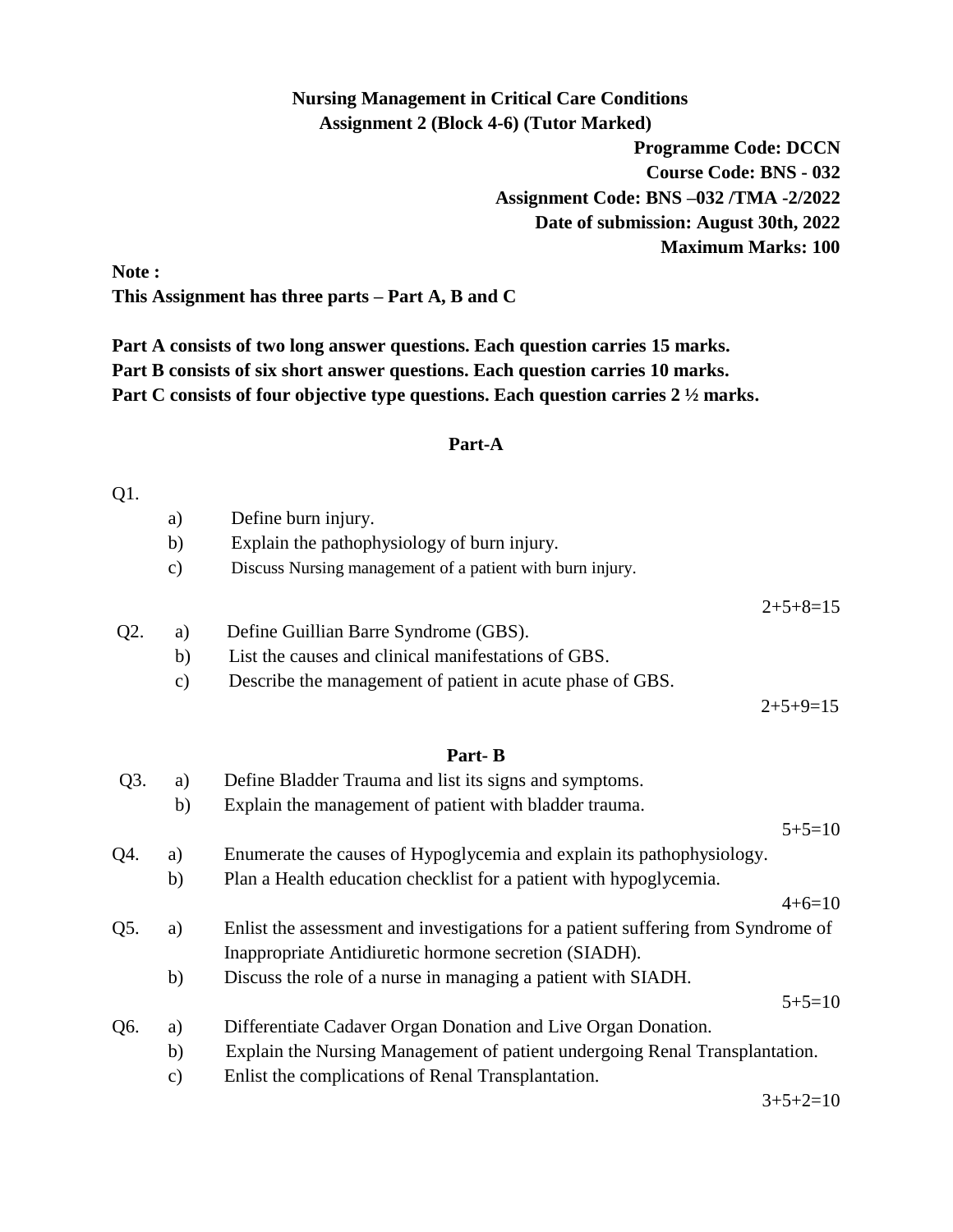**Nursing Management in Critical Care Conditions**
**Assignment 2 (Block 4-6) (Tutor Marked)**

**Programme Code: DCCN**
**Course Code: BNS - 032**
**Assignment Code: BNS –032 /TMA -2/2022**
**Date of submission: August 30th, 2022**
**Maximum Marks: 100**

**Note :**
**This Assignment has three parts – Part A, B and C**

**Part A consists of two long answer questions. Each question carries 15 marks.**
**Part B consists of six short answer questions. Each question carries 10 marks.**
**Part C consists of four objective type questions. Each question carries 2 ½ marks.**

## Part-A

Q1.

a) Define burn injury.
b) Explain the pathophysiology of burn injury.
c) Discuss Nursing management of a patient with burn injury.

2+5+8=15

Q2.

a) Define Guillian Barre Syndrome (GBS).
b) List the causes and clinical manifestations of GBS.
c) Describe the management of patient in acute phase of GBS.

2+5+9=15

## Part- B

Q3.

a) Define Bladder Trauma and list its signs and symptoms.
b) Explain the management of patient with bladder trauma.

5+5=10

Q4.

a) Enumerate the causes of Hypoglycemia and explain its pathophysiology.
b) Plan a Health education checklist for a patient with hypoglycemia.

4+6=10

Q5.

a) Enlist the assessment and investigations for a patient suffering from Syndrome of Inappropriate Antidiuretic hormone secretion (SIADH).
b) Discuss the role of a nurse in managing a patient with SIADH.

5+5=10

Q6.

a) Differentiate Cadaver Organ Donation and Live Organ Donation.
b) Explain the Nursing Management of patient undergoing Renal Transplantation.
c) Enlist the complications of Renal Transplantation.

3+5+2=10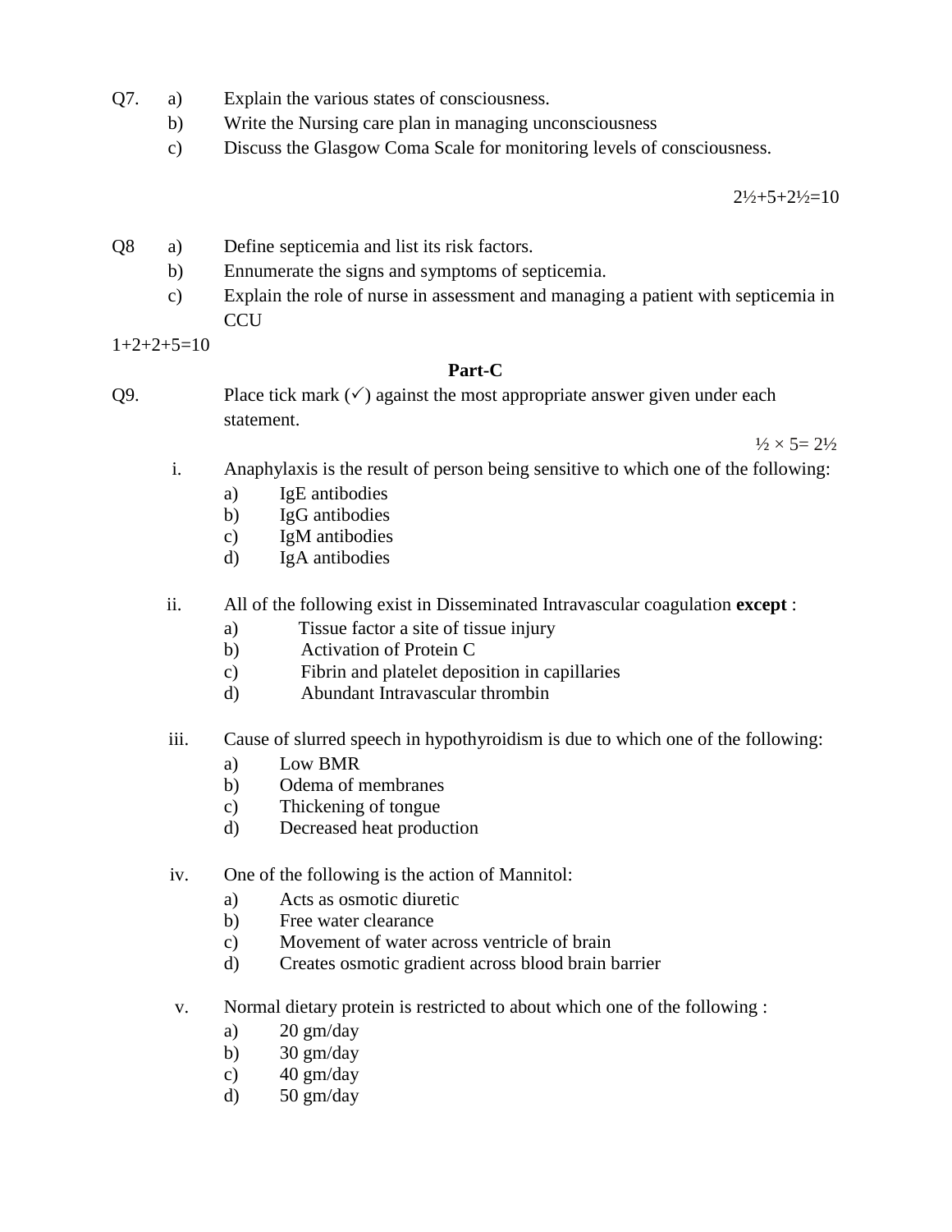Q7. a) Explain the various states of consciousness.

b) Write the Nursing care plan in managing unconsciousness

c) Discuss the Glasgow Coma Scale for monitoring levels of consciousness.

2½+5+2½=10

Q8 a) Define septicemia and list its risk factors.

b) Ennumerate the signs and symptoms of septicemia.

c) Explain the role of nurse in assessment and managing a patient with septicemia in CCU

1+2+2+5=10

**Part-C**

Q9. Place tick mark (✓) against the most appropriate answer given under each statement.

½ × 5= 2½

i. Anaphylaxis is the result of person being sensitive to which one of the following:

a) IgE antibodies
b) IgG antibodies
c) IgM antibodies
d) IgA antibodies

ii. All of the following exist in Disseminated Intravascular coagulation **except** :

a) Tissue factor a site of tissue injury
b) Activation of Protein C
c) Fibrin and platelet deposition in capillaries
d) Abundant Intravascular thrombin

iii. Cause of slurred speech in hypothyroidism is due to which one of the following:

a) Low BMR
b) Odema of membranes
c) Thickening of tongue
d) Decreased heat production

iv. One of the following is the action of Mannitol:

a) Acts as osmotic diuretic
b) Free water clearance
c) Movement of water across ventricle of brain
d) Creates osmotic gradient across blood brain barrier

v. Normal dietary protein is restricted to about which one of the following :

a) 20 gm/day
b) 30 gm/day
c) 40 gm/day
d) 50 gm/day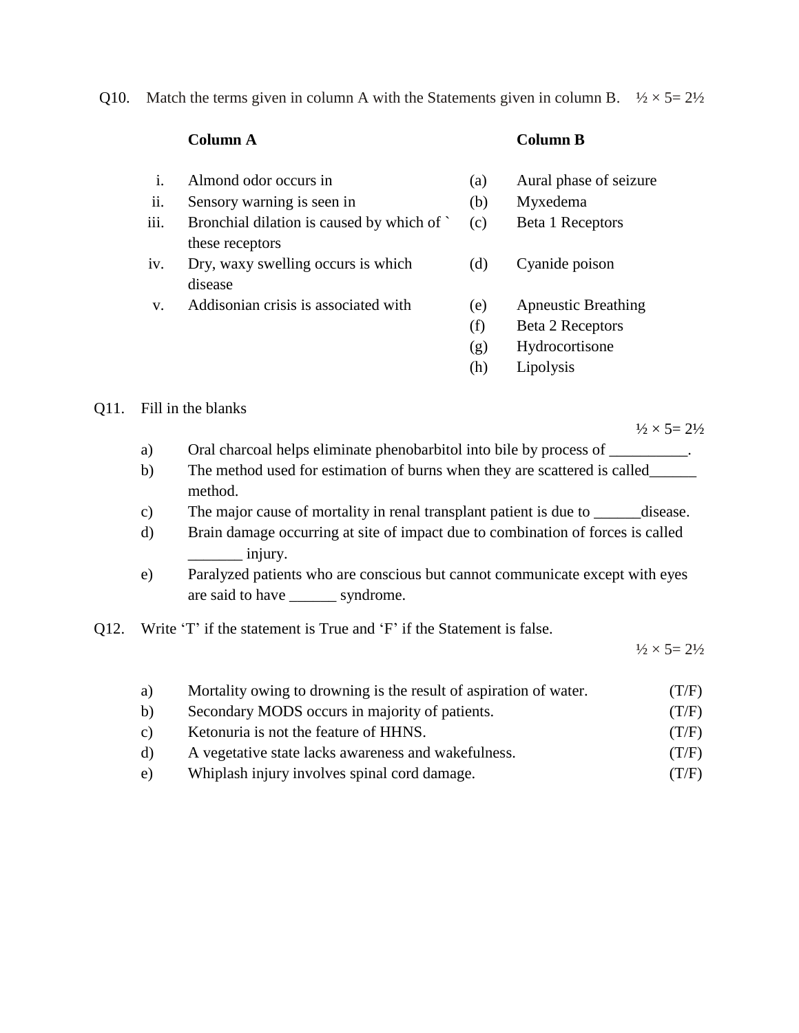Q10. Match the terms given in column A with the Statements given in column B. ½ × 5= 2½

| | Column A | | Column B |
|---|---|---|---|
| i. | Almond odor occurs in | (a) | Aural phase of seizure |
| ii. | Sensory warning is seen in | (b) | Myxedema |
| iii. | Bronchial dilation is caused by which of ` these receptors | (c) | Beta 1 Receptors |
| iv. | Dry, waxy swelling occurs is which disease | (d) | Cyanide poison |
| v. | Addisonian crisis is associated with | (e) | Apneustic Breathing |
| | | (f) | Beta 2 Receptors |
| | | (g) | Hydrocortisone |
| | | (h) | Lipolysis |

Q11. Fill in the blanks

½ × 5= 2½

a) Oral charcoal helps eliminate phenobarbitol into bile by process of __________.

b) The method used for estimation of burns when they are scattered is called______ method.

c) The major cause of mortality in renal transplant patient is due to ______disease.

d) Brain damage occurring at site of impact due to combination of forces is called _______ injury.

e) Paralyzed patients who are conscious but cannot communicate except with eyes are said to have ______ syndrome.

Q12. Write 'T' if the statement is True and 'F' if the Statement is false.

½ × 5= 2½

a) Mortality owing to drowning is the result of aspiration of water. (T/F)

b) Secondary MODS occurs in majority of patients. (T/F)

c) Ketonuria is not the feature of HHNS. (T/F)

d) A vegetative state lacks awareness and wakefulness. (T/F)

e) Whiplash injury involves spinal cord damage. (T/F)